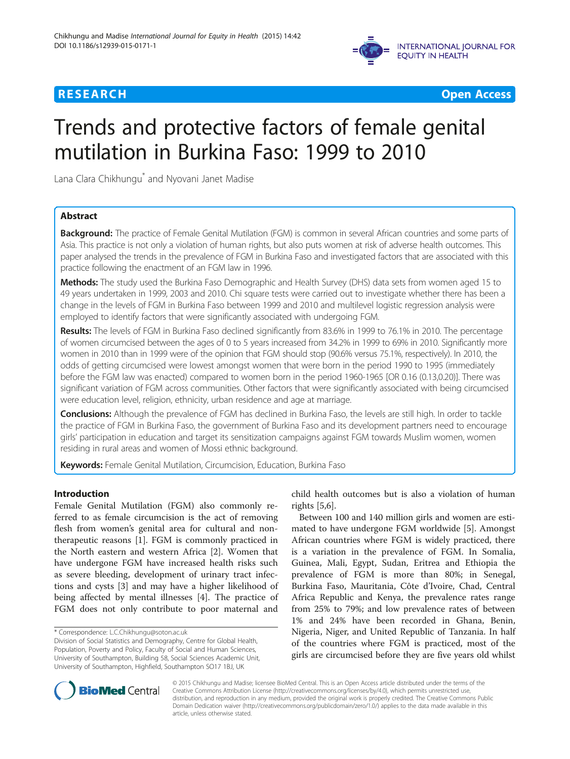RESEARCH **Open Access**

# Trends and protective factors of female genital mutilation in Burkina Faso: 1999 to 2010

Lana Clara Chikhungu* and Nyovani Janet Madise

## Abstract

**Background:** The practice of Female Genital Mutilation (FGM) is common in several African countries and some parts of Asia. This practice is not only a violation of human rights, but also puts women at risk of adverse health outcomes. This paper analysed the trends in the prevalence of FGM in Burkina Faso and investigated factors that are associated with this practice following the enactment of an FGM law in 1996.

**Methods:** The study used the Burkina Faso Demographic and Health Survey (DHS) data sets from women aged 15 to 49 years undertaken in 1999, 2003 and 2010. Chi square tests were carried out to investigate whether there has been a change in the levels of FGM in Burkina Faso between 1999 and 2010 and multilevel logistic regression analysis were employed to identify factors that were significantly associated with undergoing FGM.

**Results:** The levels of FGM in Burkina Faso declined significantly from 83.6% in 1999 to 76.1% in 2010. The percentage of women circumcised between the ages of 0 to 5 years increased from 34.2% in 1999 to 69% in 2010. Significantly more women in 2010 than in 1999 were of the opinion that FGM should stop (90.6% versus 75.1%, respectively). In 2010, the odds of getting circumcised were lowest amongst women that were born in the period 1990 to 1995 (immediately before the FGM law was enacted) compared to women born in the period 1960-1965 [OR 0.16 (0.13,0.20)]. There was significant variation of FGM across communities. Other factors that were significantly associated with being circumcised were education level, religion, ethnicity, urban residence and age at marriage.

**Conclusions:** Although the prevalence of FGM has declined in Burkina Faso, the levels are still high. In order to tackle the practice of FGM in Burkina Faso, the government of Burkina Faso and its development partners need to encourage girls' participation in education and target its sensitization campaigns against FGM towards Muslim women, women residing in rural areas and women of Mossi ethnic background.

**Keywords:** Female Genital Mutilation, Circumcision, Education, Burkina Faso

## Introduction

Female Genital Mutilation (FGM) also commonly referred to as female circumcision is the act of removing flesh from women's genital area for cultural and non-therapeutic reasons [1]. FGM is commonly practiced in the North eastern and western Africa [2]. Women that have undergone FGM have increased health risks such as severe bleeding, development of urinary tract infections and cysts [3] and may have a higher likelihood of being affected by mental illnesses [4]. The practice of FGM does not only contribute to poor maternal and child health outcomes but is also a violation of human rights [5,6].

Between 100 and 140 million girls and women are estimated to have undergone FGM worldwide [5]. Amongst African countries where FGM is widely practiced, there is a variation in the prevalence of FGM. In Somalia, Guinea, Mali, Egypt, Sudan, Eritrea and Ethiopia the prevalence of FGM is more than 80%; in Senegal, Burkina Faso, Mauritania, Côte d'Ivoire, Chad, Central Africa Republic and Kenya, the prevalence rates range from 25% to 79%; and low prevalence rates of between 1% and 24% have been recorded in Ghana, Benin, Nigeria, Niger, and United Republic of Tanzania. In half of the countries where FGM is practiced, most of the girls are circumcised before they are five years old whilst

\* Correspondence: L.C.Chikhungu@soton.ac.uk
Division of Social Statistics and Demography, Centre for Global Health, Population, Poverty and Policy, Faculty of Social and Human Sciences, University of Southampton, Building 58, Social Sciences Academic Unit, University of Southampton, Highfield, Southampton SO17 1BJ, UK

© 2015 Chikhungu and Madise; licensee BioMed Central. This is an Open Access article distributed under the terms of the Creative Commons Attribution License (http://creativecommons.org/licenses/by/4.0), which permits unrestricted use, distribution, and reproduction in any medium, provided the original work is properly credited. The Creative Commons Public Domain Dedication waiver (http://creativecommons.org/publicdomain/zero/1.0/) applies to the data made available in this article, unless otherwise stated.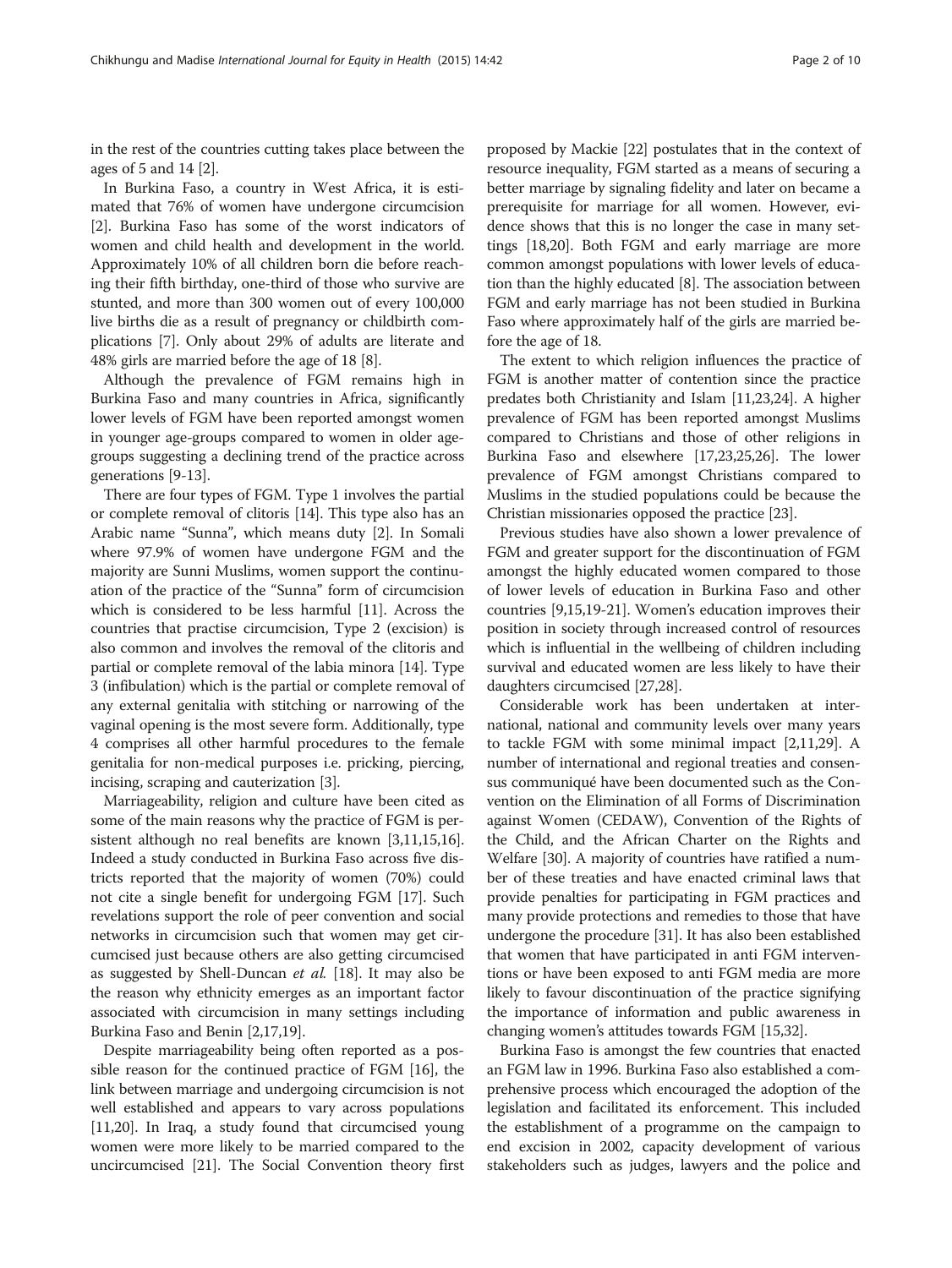in the rest of the countries cutting takes place between the ages of 5 and 14 [2].

In Burkina Faso, a country in West Africa, it is estimated that 76% of women have undergone circumcision [2]. Burkina Faso has some of the worst indicators of women and child health and development in the world. Approximately 10% of all children born die before reaching their fifth birthday, one-third of those who survive are stunted, and more than 300 women out of every 100,000 live births die as a result of pregnancy or childbirth complications [7]. Only about 29% of adults are literate and 48% girls are married before the age of 18 [8].

Although the prevalence of FGM remains high in Burkina Faso and many countries in Africa, significantly lower levels of FGM have been reported amongst women in younger age-groups compared to women in older age-groups suggesting a declining trend of the practice across generations [9-13].

There are four types of FGM. Type 1 involves the partial or complete removal of clitoris [14]. This type also has an Arabic name "Sunna", which means duty [2]. In Somali where 97.9% of women have undergone FGM and the majority are Sunni Muslims, women support the continuation of the practice of the "Sunna" form of circumcision which is considered to be less harmful [11]. Across the countries that practise circumcision, Type 2 (excision) is also common and involves the removal of the clitoris and partial or complete removal of the labia minora [14]. Type 3 (infibulation) which is the partial or complete removal of any external genitalia with stitching or narrowing of the vaginal opening is the most severe form. Additionally, type 4 comprises all other harmful procedures to the female genitalia for non-medical purposes i.e. pricking, piercing, incising, scraping and cauterization [3].

Marriageability, religion and culture have been cited as some of the main reasons why the practice of FGM is persistent although no real benefits are known [3,11,15,16]. Indeed a study conducted in Burkina Faso across five districts reported that the majority of women (70%) could not cite a single benefit for undergoing FGM [17]. Such revelations support the role of peer convention and social networks in circumcision such that women may get circumcised just because others are also getting circumcised as suggested by Shell-Duncan *et al.* [18]. It may also be the reason why ethnicity emerges as an important factor associated with circumcision in many settings including Burkina Faso and Benin [2,17,19].

Despite marriageability being often reported as a possible reason for the continued practice of FGM [16], the link between marriage and undergoing circumcision is not well established and appears to vary across populations [11,20]. In Iraq, a study found that circumcised young women were more likely to be married compared to the uncircumcised [21]. The Social Convention theory first proposed by Mackie [22] postulates that in the context of resource inequality, FGM started as a means of securing a better marriage by signaling fidelity and later on became a prerequisite for marriage for all women. However, evidence shows that this is no longer the case in many settings [18,20]. Both FGM and early marriage are more common amongst populations with lower levels of education than the highly educated [8]. The association between FGM and early marriage has not been studied in Burkina Faso where approximately half of the girls are married before the age of 18.

The extent to which religion influences the practice of FGM is another matter of contention since the practice predates both Christianity and Islam [11,23,24]. A higher prevalence of FGM has been reported amongst Muslims compared to Christians and those of other religions in Burkina Faso and elsewhere [17,23,25,26]. The lower prevalence of FGM amongst Christians compared to Muslims in the studied populations could be because the Christian missionaries opposed the practice [23].

Previous studies have also shown a lower prevalence of FGM and greater support for the discontinuation of FGM amongst the highly educated women compared to those of lower levels of education in Burkina Faso and other countries [9,15,19-21]. Women's education improves their position in society through increased control of resources which is influential in the wellbeing of children including survival and educated women are less likely to have their daughters circumcised [27,28].

Considerable work has been undertaken at international, national and community levels over many years to tackle FGM with some minimal impact [2,11,29]. A number of international and regional treaties and consensus communiqué have been documented such as the Convention on the Elimination of all Forms of Discrimination against Women (CEDAW), Convention of the Rights of the Child, and the African Charter on the Rights and Welfare [30]. A majority of countries have ratified a number of these treaties and have enacted criminal laws that provide penalties for participating in FGM practices and many provide protections and remedies to those that have undergone the procedure [31]. It has also been established that women that have participated in anti FGM interventions or have been exposed to anti FGM media are more likely to favour discontinuation of the practice signifying the importance of information and public awareness in changing women's attitudes towards FGM [15,32].

Burkina Faso is amongst the few countries that enacted an FGM law in 1996. Burkina Faso also established a comprehensive process which encouraged the adoption of the legislation and facilitated its enforcement. This included the establishment of a programme on the campaign to end excision in 2002, capacity development of various stakeholders such as judges, lawyers and the police and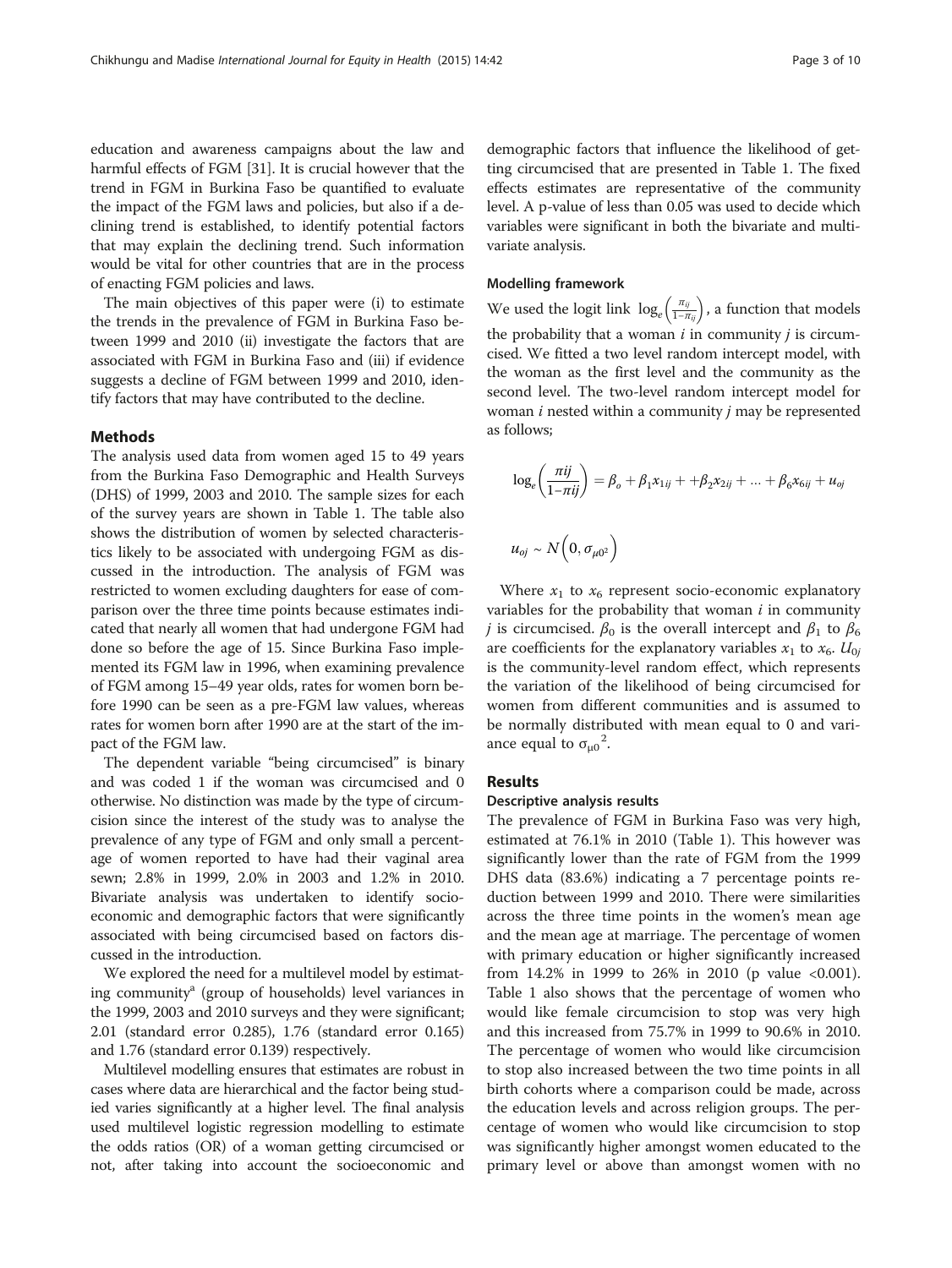education and awareness campaigns about the law and harmful effects of FGM [31]. It is crucial however that the trend in FGM in Burkina Faso be quantified to evaluate the impact of the FGM laws and policies, but also if a declining trend is established, to identify potential factors that may explain the declining trend. Such information would be vital for other countries that are in the process of enacting FGM policies and laws.

The main objectives of this paper were (i) to estimate the trends in the prevalence of FGM in Burkina Faso between 1999 and 2010 (ii) investigate the factors that are associated with FGM in Burkina Faso and (iii) if evidence suggests a decline of FGM between 1999 and 2010, identify factors that may have contributed to the decline.

## Methods

The analysis used data from women aged 15 to 49 years from the Burkina Faso Demographic and Health Surveys (DHS) of 1999, 2003 and 2010. The sample sizes for each of the survey years are shown in Table 1. The table also shows the distribution of women by selected characteristics likely to be associated with undergoing FGM as discussed in the introduction. The analysis of FGM was restricted to women excluding daughters for ease of comparison over the three time points because estimates indicated that nearly all women that had undergone FGM had done so before the age of 15. Since Burkina Faso implemented its FGM law in 1996, when examining prevalence of FGM among 15–49 year olds, rates for women born before 1990 can be seen as a pre-FGM law values, whereas rates for women born after 1990 are at the start of the impact of the FGM law.

The dependent variable "being circumcised" is binary and was coded 1 if the woman was circumcised and 0 otherwise. No distinction was made by the type of circumcision since the interest of the study was to analyse the prevalence of any type of FGM and only small a percentage of women reported to have had their vaginal area sewn; 2.8% in 1999, 2.0% in 2003 and 1.2% in 2010. Bivariate analysis was undertaken to identify socioeconomic and demographic factors that were significantly associated with being circumcised based on factors discussed in the introduction.

We explored the need for a multilevel model by estimating community[a] (group of households) level variances in the 1999, 2003 and 2010 surveys and they were significant; 2.01 (standard error 0.285), 1.76 (standard error 0.165) and 1.76 (standard error 0.139) respectively.

Multilevel modelling ensures that estimates are robust in cases where data are hierarchical and the factor being studied varies significantly at a higher level. The final analysis used multilevel logistic regression modelling to estimate the odds ratios (OR) of a woman getting circumcised or not, after taking into account the socioeconomic and demographic factors that influence the likelihood of getting circumcised that are presented in Table 1. The fixed effects estimates are representative of the community level. A p-value of less than 0.05 was used to decide which variables were significant in both the bivariate and multivariate analysis.

### Modelling framework

We used the logit link $\log_e\left(\frac{\pi_{ij}}{1-\pi_{ij}}\right)$, a function that models the probability that a woman $i$ in community $j$ is circumcised. We fitted a two level random intercept model, with the woman as the first level and the community as the second level. The two-level random intercept model for woman $i$ nested within a community $j$ may be represented as follows;

$$\log_e\left(\frac{\pi ij}{1-\pi ij}\right) = \beta_o + \beta_1 x_{1ij} + +\beta_2 x_{2ij} + \ldots + \beta_6 x_{6ij} + u_{oj}$$

$$u_{oj} \sim N\left(0, \sigma_{\mu 0^2}\right)$$

Where $x_1$ to $x_6$ represent socio-economic explanatory variables for the probability that woman $i$ in community $j$ is circumcised. $\beta_0$ is the overall intercept and $\beta_1$ to $\beta_6$ are coefficients for the explanatory variables $x_1$ to $x_6$. $U_{0j}$ is the community-level random effect, which represents the variation of the likelihood of being circumcised for women from different communities and is assumed to be normally distributed with mean equal to 0 and variance equal to $\sigma_{\mu 0}{}^2$.

## Results

### Descriptive analysis results

The prevalence of FGM in Burkina Faso was very high, estimated at 76.1% in 2010 (Table 1). This however was significantly lower than the rate of FGM from the 1999 DHS data (83.6%) indicating a 7 percentage points reduction between 1999 and 2010. There were similarities across the three time points in the women's mean age and the mean age at marriage. The percentage of women with primary education or higher significantly increased from 14.2% in 1999 to 26% in 2010 (p value <0.001). Table 1 also shows that the percentage of women who would like female circumcision to stop was very high and this increased from 75.7% in 1999 to 90.6% in 2010. The percentage of women who would like circumcision to stop also increased between the two time points in all birth cohorts where a comparison could be made, across the education levels and across religion groups. The percentage of women who would like circumcision to stop was significantly higher amongst women educated to the primary level or above than amongst women with no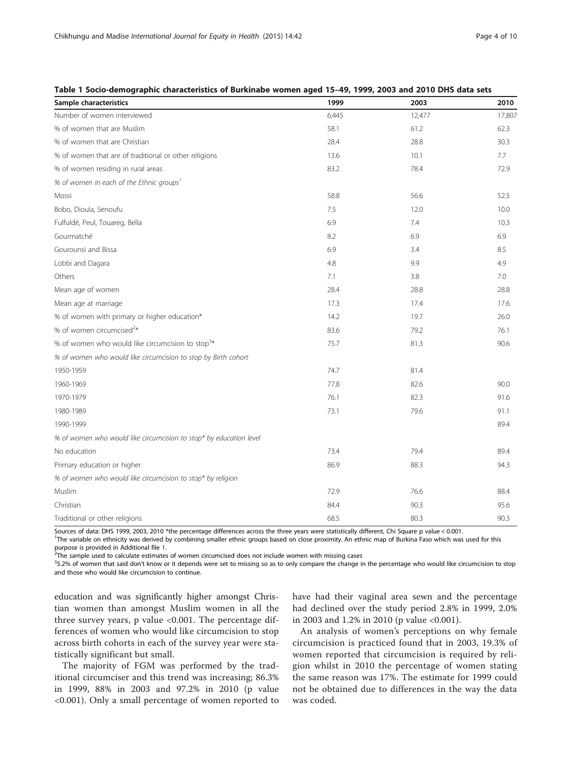**Table 1 Socio-demographic characteristics of Burkinabe women aged 15–49, 1999, 2003 and 2010 DHS data sets**

| Sample characteristics | 1999 | 2003 | 2010 |
|---|---|---|---|
| Number of women interviewed | 6,445 | 12,477 | 17,807 |
| % of women that are Muslim | 58.1 | 61.2 | 62.3 |
| % of women that are Christian | 28.4 | 28.8 | 30.3 |
| % of women that are of traditional or other religions | 13.6 | 10.1 | 7.7 |
| % of women residing in rural areas | 83.2 | 78.4 | 72.9 |
| *% of women in each of the Ethnic groups*[1] | | | |
| Mossi | 58.8 | 56.6 | 52.5 |
| Bobo, Dioula, Senoufu | 7.5 | 12.0 | 10.0 |
| Fulfuldé, Peul, Touareg, Bella | 6.9 | 7.4 | 10.3 |
| Gourmatché | 8.2 | 6.9 | 6.9 |
| Gourounsi and Bissa | 6.9 | 3.4 | 8.5 |
| Lobbi and Dagara | 4.8 | 9.9 | 4.9 |
| Others | 7.1 | 3.8 | 7.0 |
| Mean age of women | 28.4 | 28.8 | 28.8 |
| Mean age at marriage | 17.3 | 17.4 | 17.6 |
| % of women with primary or higher education* | 14.2 | 19.7 | 26.0 |
| % of women circumcised[2]* | 83.6 | 79.2 | 76.1 |
| % of women who would like circumcision to stop[3]* | 75.7 | 81.3 | 90.6 |
| *% of women who would like circumcision to stop by Birth cohort* | | | |
| 1950-1959 | 74.7 | 81.4 | |
| 1960-1969 | 77.8 | 82.6 | 90.0 |
| 1970-1979 | 76.1 | 82.3 | 91.6 |
| 1980-1989 | 73.1 | 79.6 | 91.1 |
| 1990-1999 | | | 89.4 |
| *% of women who would like circumcision to stop* by education level* | | | |
| No education | 73.4 | 79.4 | 89.4 |
| Primary education or higher | 86.9 | 88.3 | 94.3 |
| *% of women who would like circumcision to stop* by religion* | | | |
| Muslim | 72.9 | 76.6 | 88.4 |
| Christian | 84.4 | 90.3 | 95.6 |
| Traditional or other religions | 68.5 | 80.3 | 90.3 |

Sources of data: DHS 1999, 2003, 2010 *the percentage differences across the three years were statistically different, Chi Square p value < 0.001.
[1]The variable on ethnicity was derived by combining smaller ethnic groups based on close proximity. An ethnic map of Burkina Faso which was used for this purpose is provided in Additional file 1.
[2]The sample used to calculate estimates of women circumcised does not include women with missing cases
[3]5.2% of women that said don't know or it depends were set to missing so as to only compare the change in the percentage who would like circumcision to stop and those who would like circumcision to continue.

education and was significantly higher amongst Christian women than amongst Muslim women in all the three survey years, p value <0.001. The percentage differences of women who would like circumcision to stop across birth cohorts in each of the survey year were statistically significant but small.

The majority of FGM was performed by the traditional circumciser and this trend was increasing; 86.3% in 1999, 88% in 2003 and 97.2% in 2010 (p value <0.001). Only a small percentage of women reported to have had their vaginal area sewn and the percentage had declined over the study period 2.8% in 1999, 2.0% in 2003 and 1.2% in 2010 (p value <0.001).

An analysis of women's perceptions on why female circumcision is practiced found that in 2003, 19.3% of women reported that circumcision is required by religion whilst in 2010 the percentage of women stating the same reason was 17%. The estimate for 1999 could not be obtained due to differences in the way the data was coded.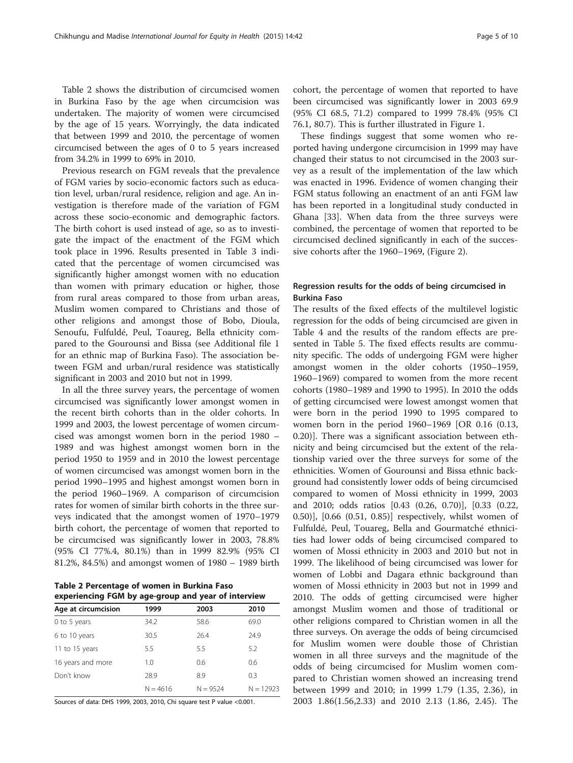Table 2 shows the distribution of circumcised women in Burkina Faso by the age when circumcision was undertaken. The majority of women were circumcised by the age of 15 years. Worryingly, the data indicated that between 1999 and 2010, the percentage of women circumcised between the ages of 0 to 5 years increased from 34.2% in 1999 to 69% in 2010.

Previous research on FGM reveals that the prevalence of FGM varies by socio-economic factors such as education level, urban/rural residence, religion and age. An investigation is therefore made of the variation of FGM across these socio-economic and demographic factors. The birth cohort is used instead of age, so as to investigate the impact of the enactment of the FGM which took place in 1996. Results presented in Table 3 indicated that the percentage of women circumcised was significantly higher amongst women with no education than women with primary education or higher, those from rural areas compared to those from urban areas, Muslim women compared to Christians and those of other religions and amongst those of Bobo, Dioula, Senoufu, Fulfuldé, Peul, Toaureg, Bella ethnicity compared to the Gourounsi and Bissa (see Additional file 1 for an ethnic map of Burkina Faso). The association between FGM and urban/rural residence was statistically significant in 2003 and 2010 but not in 1999.

In all the three survey years, the percentage of women circumcised was significantly lower amongst women in the recent birth cohorts than in the older cohorts. In 1999 and 2003, the lowest percentage of women circumcised was amongst women born in the period 1980 – 1989 and was highest amongst women born in the period 1950 to 1959 and in 2010 the lowest percentage of women circumcised was amongst women born in the period 1990–1995 and highest amongst women born in the period 1960–1969. A comparison of circumcision rates for women of similar birth cohorts in the three surveys indicated that the amongst women of 1970–1979 birth cohort, the percentage of women that reported to be circumcised was significantly lower in 2003, 78.8% (95% CI 77%.4, 80.1%) than in 1999 82.9% (95% CI 81.2%, 84.5%) and amongst women of 1980 – 1989 birth cohort, the percentage of women that reported to have been circumcised was significantly lower in 2003 69.9 (95% CI 68.5, 71.2) compared to 1999 78.4% (95% CI 76.1, 80.7). This is further illustrated in Figure 1.

These findings suggest that some women who reported having undergone circumcision in 1999 may have changed their status to not circumcised in the 2003 survey as a result of the implementation of the law which was enacted in 1996. Evidence of women changing their FGM status following an enactment of an anti FGM law has been reported in a longitudinal study conducted in Ghana [33]. When data from the three surveys were combined, the percentage of women that reported to be circumcised declined significantly in each of the successive cohorts after the 1960–1969, (Figure 2).

**Table 2 Percentage of women in Burkina Faso experiencing FGM by age-group and year of interview**

| Age at circumcision | 1999 | 2003 | 2010 |
|---|---|---|---|
| 0 to 5 years | 34.2 | 58.6 | 69.0 |
| 6 to 10 years | 30.5 | 26.4 | 24.9 |
| 11 to 15 years | 5.5 | 5.5 | 5.2 |
| 16 years and more | 1.0 | 0.6 | 0.6 |
| Don't know | 28.9 | 8.9 | 0.3 |
| | N = 4616 | N = 9524 | N = 12923 |

Sources of data: DHS 1999, 2003, 2010, Chi square test P value <0.001.

### Regression results for the odds of being circumcised in Burkina Faso

The results of the fixed effects of the multilevel logistic regression for the odds of being circumcised are given in Table 4 and the results of the random effects are presented in Table 5. The fixed effects results are community specific. The odds of undergoing FGM were higher amongst women in the older cohorts (1950–1959, 1960–1969) compared to women from the more recent cohorts (1980–1989 and 1990 to 1995). In 2010 the odds of getting circumcised were lowest amongst women that were born in the period 1990 to 1995 compared to women born in the period 1960–1969 [OR 0.16 (0.13, 0.20)]. There was a significant association between ethnicity and being circumcised but the extent of the relationship varied over the three surveys for some of the ethnicities. Women of Gourounsi and Bissa ethnic background had consistently lower odds of being circumcised compared to women of Mossi ethnicity in 1999, 2003 and 2010; odds ratios [0.43 (0.26, 0.70)], [0.33 (0.22, 0.50)], [0.66 (0.51, 0.85)] respectively, whilst women of Fulfuldé, Peul, Touareg, Bella and Gourmatché ethnicities had lower odds of being circumcised compared to women of Mossi ethnicity in 2003 and 2010 but not in 1999. The likelihood of being circumcised was lower for women of Lobbi and Dagara ethnic background than women of Mossi ethnicity in 2003 but not in 1999 and 2010. The odds of getting circumcised were higher amongst Muslim women and those of traditional or other religions compared to Christian women in all the three surveys. On average the odds of being circumcised for Muslim women were double those of Christian women in all three surveys and the magnitude of the odds of being circumcised for Muslim women compared to Christian women showed an increasing trend between 1999 and 2010; in 1999 1.79 (1.35, 2.36), in 2003 1.86(1.56,2.33) and 2010 2.13 (1.86, 2.45). The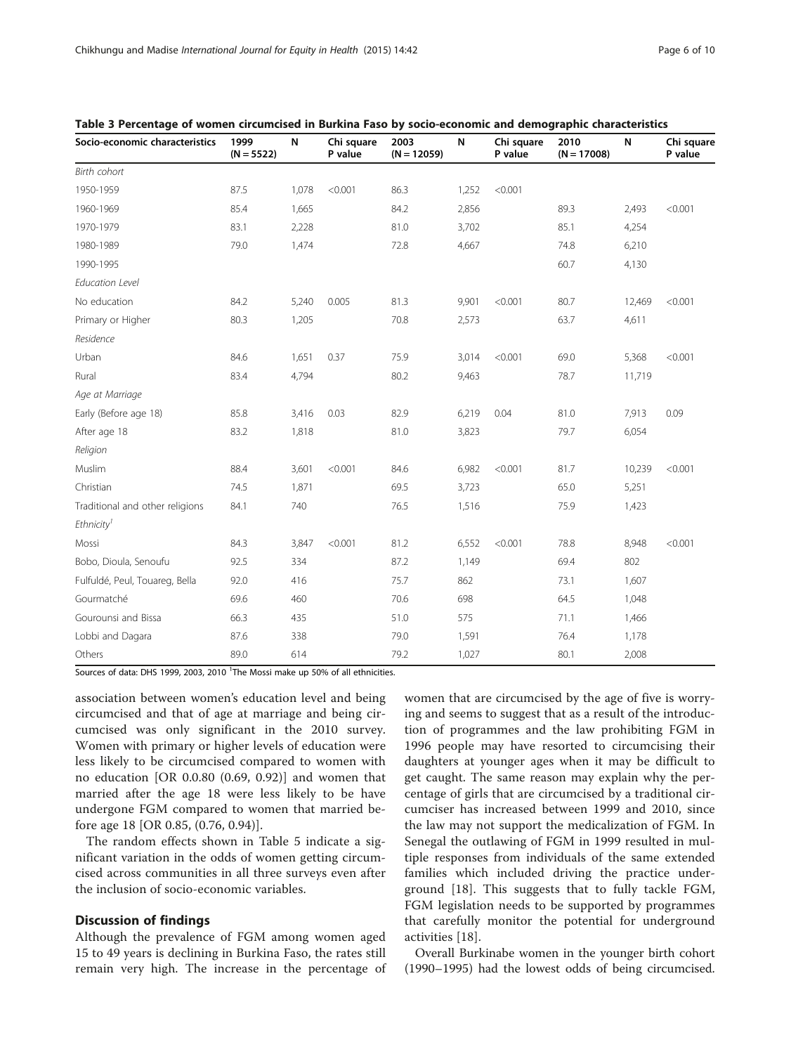**Table 3 Percentage of women circumcised in Burkina Faso by socio-economic and demographic characteristics**

| Socio-economic characteristics | 1999 (N = 5522) | N | Chi square P value | 2003 (N = 12059) | N | Chi square P value | 2010 (N = 17008) | N | Chi square P value |
|---|---|---|---|---|---|---|---|---|---|
| *Birth cohort* | | | | | | | | | |
| 1950-1959 | 87.5 | 1,078 | <0.001 | 86.3 | 1,252 | <0.001 | | | |
| 1960-1969 | 85.4 | 1,665 | | 84.2 | 2,856 | | 89.3 | 2,493 | <0.001 |
| 1970-1979 | 83.1 | 2,228 | | 81.0 | 3,702 | | 85.1 | 4,254 | |
| 1980-1989 | 79.0 | 1,474 | | 72.8 | 4,667 | | 74.8 | 6,210 | |
| 1990-1995 | | | | | | | 60.7 | 4,130 | |
| *Education Level* | | | | | | | | | |
| No education | 84.2 | 5,240 | 0.005 | 81.3 | 9,901 | <0.001 | 80.7 | 12,469 | <0.001 |
| Primary or Higher | 80.3 | 1,205 | | 70.8 | 2,573 | | 63.7 | 4,611 | |
| *Residence* | | | | | | | | | |
| Urban | 84.6 | 1,651 | 0.37 | 75.9 | 3,014 | <0.001 | 69.0 | 5,368 | <0.001 |
| Rural | 83.4 | 4,794 | | 80.2 | 9,463 | | 78.7 | 11,719 | |
| *Age at Marriage* | | | | | | | | | |
| Early (Before age 18) | 85.8 | 3,416 | 0.03 | 82.9 | 6,219 | 0.04 | 81.0 | 7,913 | 0.09 |
| After age 18 | 83.2 | 1,818 | | 81.0 | 3,823 | | 79.7 | 6,054 | |
| *Religion* | | | | | | | | | |
| Muslim | 88.4 | 3,601 | <0.001 | 84.6 | 6,982 | <0.001 | 81.7 | 10,239 | <0.001 |
| Christian | 74.5 | 1,871 | | 69.5 | 3,723 | | 65.0 | 5,251 | |
| Traditional and other religions | 84.1 | 740 | | 76.5 | 1,516 | | 75.9 | 1,423 | |
| *Ethnicity*[1] | | | | | | | | | |
| Mossi | 84.3 | 3,847 | <0.001 | 81.2 | 6,552 | <0.001 | 78.8 | 8,948 | <0.001 |
| Bobo, Dioula, Senoufu | 92.5 | 334 | | 87.2 | 1,149 | | 69.4 | 802 | |
| Fulfuldé, Peul, Touareg, Bella | 92.0 | 416 | | 75.7 | 862 | | 73.1 | 1,607 | |
| Gourmatché | 69.6 | 460 | | 70.6 | 698 | | 64.5 | 1,048 | |
| Gourounsi and Bissa | 66.3 | 435 | | 51.0 | 575 | | 71.1 | 1,466 | |
| Lobbi and Dagara | 87.6 | 338 | | 79.0 | 1,591 | | 76.4 | 1,178 | |
| Others | 89.0 | 614 | | 79.2 | 1,027 | | 80.1 | 2,008 | |

Sources of data: DHS 1999, 2003, 2010 [1]The Mossi make up 50% of all ethnicities.

association between women's education level and being circumcised and that of age at marriage and being circumcised was only significant in the 2010 survey. Women with primary or higher levels of education were less likely to be circumcised compared to women with no education [OR 0.0.80 (0.69, 0.92)] and women that married after the age 18 were less likely to be have undergone FGM compared to women that married before age 18 [OR 0.85, (0.76, 0.94)].

The random effects shown in Table 5 indicate a significant variation in the odds of women getting circumcised across communities in all three surveys even after the inclusion of socio-economic variables.

## Discussion of findings

Although the prevalence of FGM among women aged 15 to 49 years is declining in Burkina Faso, the rates still remain very high. The increase in the percentage of women that are circumcised by the age of five is worrying and seems to suggest that as a result of the introduction of programmes and the law prohibiting FGM in 1996 people may have resorted to circumcising their daughters at younger ages when it may be difficult to get caught. The same reason may explain why the percentage of girls that are circumcised by a traditional circumciser has increased between 1999 and 2010, since the law may not support the medicalization of FGM. In Senegal the outlawing of FGM in 1999 resulted in multiple responses from individuals of the same extended families which included driving the practice underground [18]. This suggests that to fully tackle FGM, FGM legislation needs to be supported by programmes that carefully monitor the potential for underground activities [18].

Overall Burkinabe women in the younger birth cohort (1990–1995) had the lowest odds of being circumcised.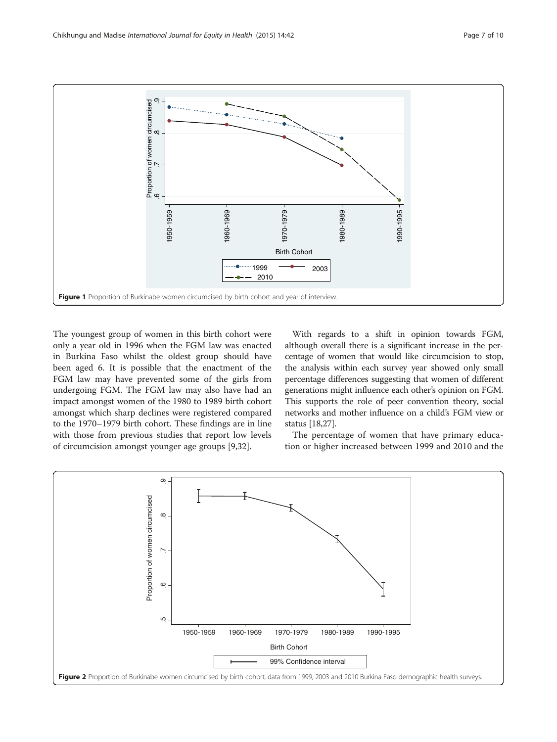Figure 1 Proportion of Burkinabe women circumcised by birth cohort and year of interview.

The youngest group of women in this birth cohort were only a year old in 1996 when the FGM law was enacted in Burkina Faso whilst the oldest group should have been aged 6. It is possible that the enactment of the FGM law may have prevented some of the girls from undergoing FGM. The FGM law may also have had an impact amongst women of the 1980 to 1989 birth cohort amongst which sharp declines were registered compared to the 1970–1979 birth cohort. These findings are in line with those from previous studies that report low levels of circumcision amongst younger age groups [9,32].

With regards to a shift in opinion towards FGM, although overall there is a significant increase in the percentage of women that would like circumcision to stop, the analysis within each survey year showed only small percentage differences suggesting that women of different generations might influence each other's opinion on FGM. This supports the role of peer convention theory, social networks and mother influence on a child's FGM view or status [18,27].

The percentage of women that have primary education or higher increased between 1999 and 2010 and the

Figure 2 Proportion of Burkinabe women circumcised by birth cohort, data from 1999, 2003 and 2010 Burkina Faso demographic health surveys.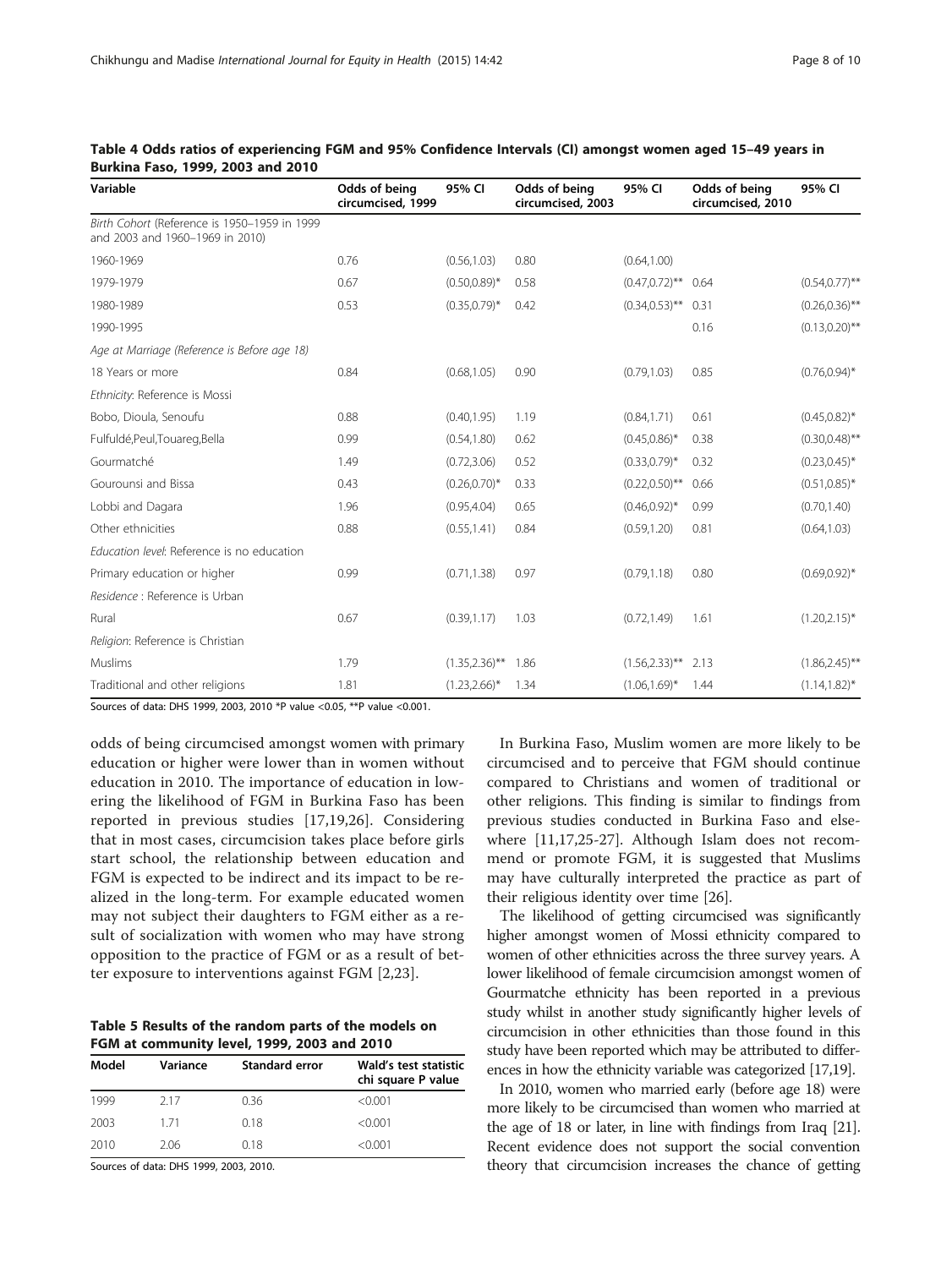**Table 4 Odds ratios of experiencing FGM and 95% Confidence Intervals (CI) amongst women aged 15–49 years in Burkina Faso, 1999, 2003 and 2010**

| Variable | Odds of being circumcised, 1999 | 95% CI | Odds of being circumcised, 2003 | 95% CI | Odds of being circumcised, 2010 | 95% CI |
|---|---|---|---|---|---|---|
| *Birth Cohort* (Reference is 1950–1959 in 1999 and 2003 and 1960–1969 in 2010) | | | | | | |
| 1960-1969 | 0.76 | (0.56,1.03) | 0.80 | (0.64,1.00) | | |
| 1979-1979 | 0.67 | (0.50,0.89)* | 0.58 | (0.47,0.72)** | 0.64 | (0.54,0.77)** |
| 1980-1989 | 0.53 | (0.35,0.79)* | 0.42 | (0.34,0.53)** | 0.31 | (0.26,0.36)** |
| 1990-1995 | | | | | 0.16 | (0.13,0.20)** |
| *Age at Marriage (Reference is Before age 18)* | | | | | | |
| 18 Years or more | 0.84 | (0.68,1.05) | 0.90 | (0.79,1.03) | 0.85 | (0.76,0.94)* |
| *Ethnicity*: Reference is Mossi | | | | | | |
| Bobo, Dioula, Senoufu | 0.88 | (0.40,1.95) | 1.19 | (0.84,1.71) | 0.61 | (0.45,0.82)* |
| Fulfuldé,Peul,Touareg,Bella | 0.99 | (0.54,1.80) | 0.62 | (0.45,0.86)* | 0.38 | (0.30,0.48)** |
| Gourmatché | 1.49 | (0.72,3.06) | 0.52 | (0.33,0.79)* | 0.32 | (0.23,0.45)* |
| Gourounsi and Bissa | 0.43 | (0.26,0.70)* | 0.33 | (0.22,0.50)** | 0.66 | (0.51,0.85)* |
| Lobbi and Dagara | 1.96 | (0.95,4.04) | 0.65 | (0.46,0.92)* | 0.99 | (0.70,1.40) |
| Other ethnicities | 0.88 | (0.55,1.41) | 0.84 | (0.59,1.20) | 0.81 | (0.64,1.03) |
| *Education level*: Reference is no education | | | | | | |
| Primary education or higher | 0.99 | (0.71,1.38) | 0.97 | (0.79,1.18) | 0.80 | (0.69,0.92)* |
| *Residence* : Reference is Urban | | | | | | |
| Rural | 0.67 | (0.39,1.17) | 1.03 | (0.72,1.49) | 1.61 | (1.20,2.15)* |
| *Religion*: Reference is Christian | | | | | | |
| Muslims | 1.79 | (1.35,2.36)** | 1.86 | (1.56,2.33)** | 2.13 | (1.86,2.45)** |
| Traditional and other religions | 1.81 | (1.23,2.66)* | 1.34 | (1.06,1.69)* | 1.44 | (1.14,1.82)* |

Sources of data: DHS 1999, 2003, 2010 *P value <0.05, **P value <0.001.

odds of being circumcised amongst women with primary education or higher were lower than in women without education in 2010. The importance of education in lowering the likelihood of FGM in Burkina Faso has been reported in previous studies [17,19,26]. Considering that in most cases, circumcision takes place before girls start school, the relationship between education and FGM is expected to be indirect and its impact to be realized in the long-term. For example educated women may not subject their daughters to FGM either as a result of socialization with women who may have strong opposition to the practice of FGM or as a result of better exposure to interventions against FGM [2,23].

**Table 5 Results of the random parts of the models on FGM at community level, 1999, 2003 and 2010**

| Model | Variance | Standard error | Wald's test statistic chi square P value |
|---|---|---|---|
| 1999 | 2.17 | 0.36 | <0.001 |
| 2003 | 1.71 | 0.18 | <0.001 |
| 2010 | 2.06 | 0.18 | <0.001 |

Sources of data: DHS 1999, 2003, 2010.

In Burkina Faso, Muslim women are more likely to be circumcised and to perceive that FGM should continue compared to Christians and women of traditional or other religions. This finding is similar to findings from previous studies conducted in Burkina Faso and elsewhere [11,17,25-27]. Although Islam does not recommend or promote FGM, it is suggested that Muslims may have culturally interpreted the practice as part of their religious identity over time [26].

The likelihood of getting circumcised was significantly higher amongst women of Mossi ethnicity compared to women of other ethnicities across the three survey years. A lower likelihood of female circumcision amongst women of Gourmatche ethnicity has been reported in a previous study whilst in another study significantly higher levels of circumcision in other ethnicities than those found in this study have been reported which may be attributed to differences in how the ethnicity variable was categorized [17,19].

In 2010, women who married early (before age 18) were more likely to be circumcised than women who married at the age of 18 or later, in line with findings from Iraq [21]. Recent evidence does not support the social convention theory that circumcision increases the chance of getting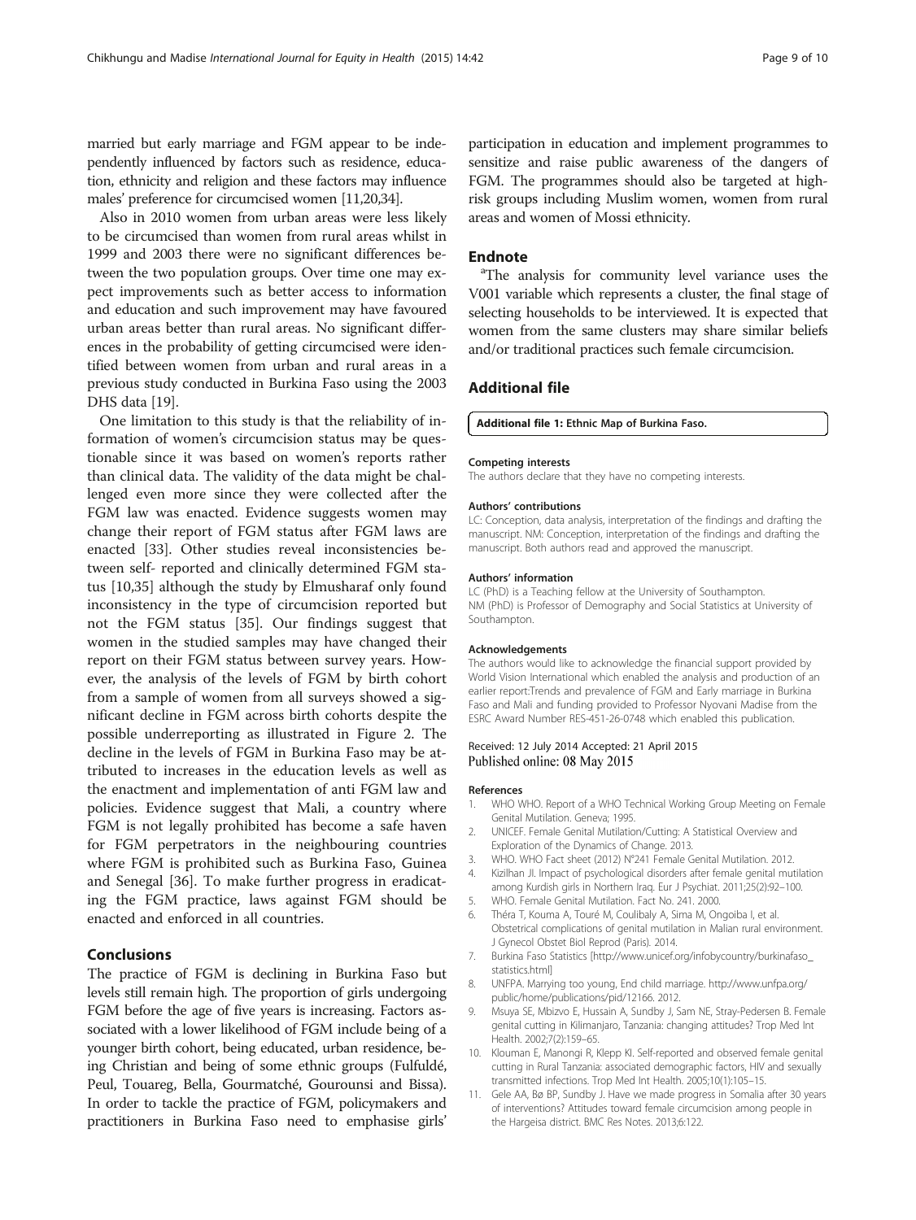married but early marriage and FGM appear to be independently influenced by factors such as residence, education, ethnicity and religion and these factors may influence males' preference for circumcised women [11,20,34].

Also in 2010 women from urban areas were less likely to be circumcised than women from rural areas whilst in 1999 and 2003 there were no significant differences between the two population groups. Over time one may expect improvements such as better access to information and education and such improvement may have favoured urban areas better than rural areas. No significant differences in the probability of getting circumcised were identified between women from urban and rural areas in a previous study conducted in Burkina Faso using the 2003 DHS data [19].

One limitation to this study is that the reliability of information of women's circumcision status may be questionable since it was based on women's reports rather than clinical data. The validity of the data might be challenged even more since they were collected after the FGM law was enacted. Evidence suggests women may change their report of FGM status after FGM laws are enacted [33]. Other studies reveal inconsistencies between self- reported and clinically determined FGM status [10,35] although the study by Elmusharaf only found inconsistency in the type of circumcision reported but not the FGM status [35]. Our findings suggest that women in the studied samples may have changed their report on their FGM status between survey years. However, the analysis of the levels of FGM by birth cohort from a sample of women from all surveys showed a significant decline in FGM across birth cohorts despite the possible underreporting as illustrated in Figure 2. The decline in the levels of FGM in Burkina Faso may be attributed to increases in the education levels as well as the enactment and implementation of anti FGM law and policies. Evidence suggest that Mali, a country where FGM is not legally prohibited has become a safe haven for FGM perpetrators in the neighbouring countries where FGM is prohibited such as Burkina Faso, Guinea and Senegal [36]. To make further progress in eradicating the FGM practice, laws against FGM should be enacted and enforced in all countries.

## Conclusions

The practice of FGM is declining in Burkina Faso but levels still remain high. The proportion of girls undergoing FGM before the age of five years is increasing. Factors associated with a lower likelihood of FGM include being of a younger birth cohort, being educated, urban residence, being Christian and being of some ethnic groups (Fulfuldé, Peul, Touareg, Bella, Gourmatché, Gourounsi and Bissa). In order to tackle the practice of FGM, policymakers and practitioners in Burkina Faso need to emphasise girls' participation in education and implement programmes to sensitize and raise public awareness of the dangers of FGM. The programmes should also be targeted at high-risk groups including Muslim women, women from rural areas and women of Mossi ethnicity.

## Endnote

[a]The analysis for community level variance uses the V001 variable which represents a cluster, the final stage of selecting households to be interviewed. It is expected that women from the same clusters may share similar beliefs and/or traditional practices such female circumcision.

## Additional file

**Additional file 1: Ethnic Map of Burkina Faso.**

#### Competing interests

The authors declare that they have no competing interests.

#### Authors' contributions

LC: Conception, data analysis, interpretation of the findings and drafting the manuscript. NM: Conception, interpretation of the findings and drafting the manuscript. Both authors read and approved the manuscript.

#### Authors' information

LC (PhD) is a Teaching fellow at the University of Southampton.
NM (PhD) is Professor of Demography and Social Statistics at University of Southampton.

#### Acknowledgements

The authors would like to acknowledge the financial support provided by World Vision International which enabled the analysis and production of an earlier report:Trends and prevalence of FGM and Early marriage in Burkina Faso and Mali and funding provided to Professor Nyovani Madise from the ESRC Award Number RES-451-26-0748 which enabled this publication.

Received: 12 July 2014 Accepted: 21 April 2015
Published online: 08 May 2015

#### References

1. WHO WHO. Report of a WHO Technical Working Group Meeting on Female Genital Mutilation. Geneva; 1995.
2. UNICEF. Female Genital Mutilation/Cutting: A Statistical Overview and Exploration of the Dynamics of Change. 2013.
3. WHO. WHO Fact sheet (2012) N°241 Female Genital Mutilation. 2012.
4. Kizilhan JI. Impact of psychological disorders after female genital mutilation among Kurdish girls in Northern Iraq. Eur J Psychiat. 2011;25(2):92–100.
5. WHO. Female Genital Mutilation. Fact No. 241. 2000.
6. Théra T, Kouma A, Touré M, Coulibaly A, Sima M, Ongoiba I, et al. Obstetrical complications of genital mutilation in Malian rural environment. J Gynecol Obstet Biol Reprod (Paris). 2014.
7. Burkina Faso Statistics [http://www.unicef.org/infobycountry/burkinafaso_statistics.html]
8. UNFPA. Marrying too young, End child marriage. http://www.unfpa.org/public/home/publications/pid/12166. 2012.
9. Msuya SE, Mbizvo E, Hussain A, Sundby J, Sam NE, Stray-Pedersen B. Female genital cutting in Kilimanjaro, Tanzania: changing attitudes? Trop Med Int Health. 2002;7(2):159–65.
10. Klouman E, Manongi R, Klepp KI. Self-reported and observed female genital cutting in Rural Tanzania: associated demographic factors, HIV and sexually transmitted infections. Trop Med Int Health. 2005;10(1):105–15.
11. Gele AA, Bø BP, Sundby J. Have we made progress in Somalia after 30 years of interventions? Attitudes toward female circumcision among people in the Hargeisa district. BMC Res Notes. 2013;6:122.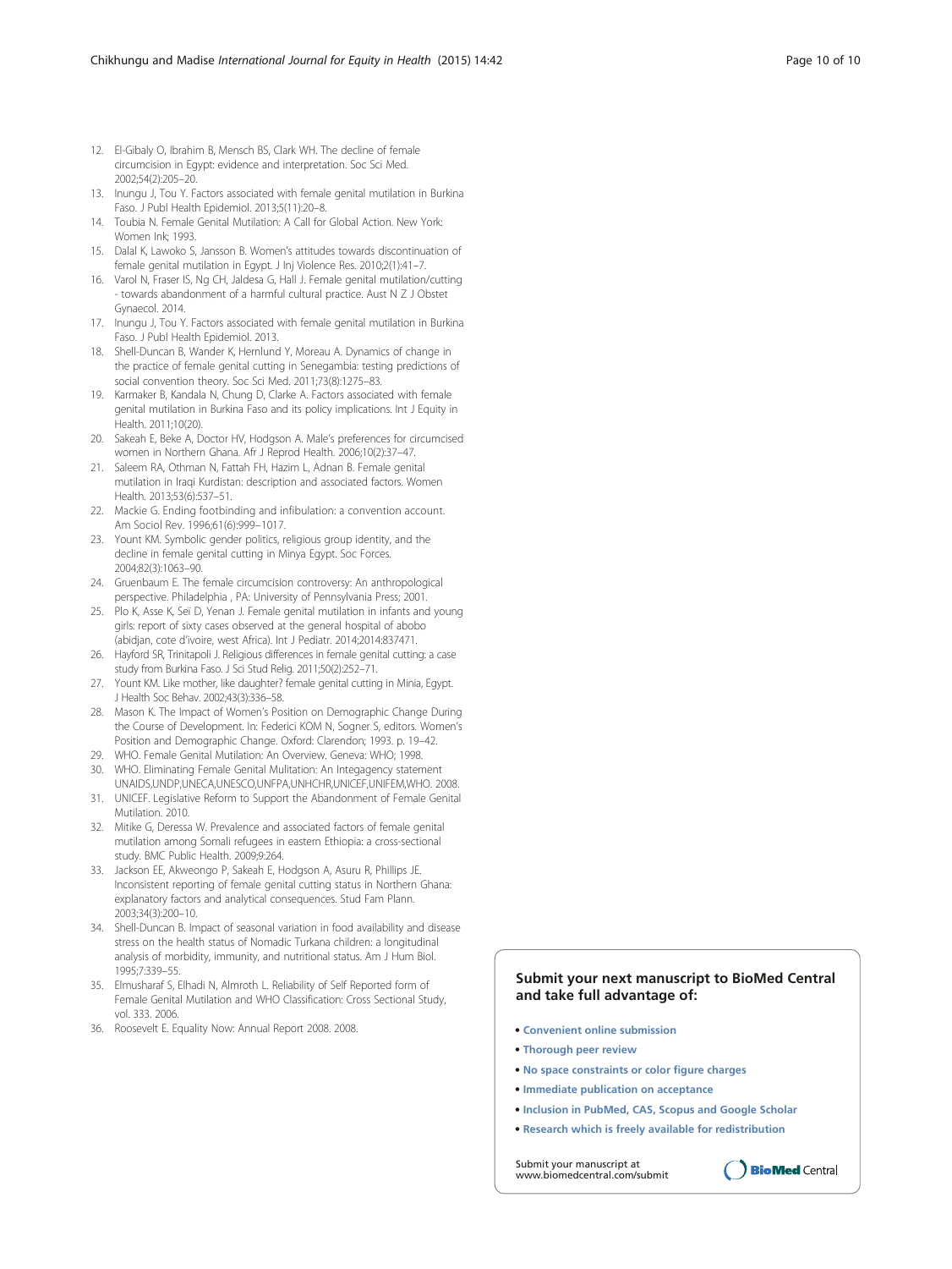12. El-Gibaly O, Ibrahim B, Mensch BS, Clark WH. The decline of female circumcision in Egypt: evidence and interpretation. Soc Sci Med. 2002;54(2):205–20.
13. Inungu J, Tou Y. Factors associated with female genital mutilation in Burkina Faso. J Publ Health Epidemiol. 2013;5(11):20–8.
14. Toubia N. Female Genital Mutilation: A Call for Global Action. New York: Women Ink; 1993.
15. Dalal K, Lawoko S, Jansson B. Women's attitudes towards discontinuation of female genital mutilation in Egypt. J Inj Violence Res. 2010;2(1):41–7.
16. Varol N, Fraser IS, Ng CH, Jaldesa G, Hall J. Female genital mutilation/cutting - towards abandonment of a harmful cultural practice. Aust N Z J Obstet Gynaecol. 2014.
17. Inungu J, Tou Y. Factors associated with female genital mutilation in Burkina Faso. J Publ Health Epidemiol. 2013.
18. Shell-Duncan B, Wander K, Hernlund Y, Moreau A. Dynamics of change in the practice of female genital cutting in Senegambia: testing predictions of social convention theory. Soc Sci Med. 2011;73(8):1275–83.
19. Karmaker B, Kandala N, Chung D, Clarke A. Factors associated with female genital mutilation in Burkina Faso and its policy implications. Int J Equity in Health. 2011;10(20).
20. Sakeah E, Beke A, Doctor HV, Hodgson A. Male's preferences for circumcised women in Northern Ghana. Afr J Reprod Health. 2006;10(2):37–47.
21. Saleem RA, Othman N, Fattah FH, Hazim L, Adnan B. Female genital mutilation in Iraqi Kurdistan: description and associated factors. Women Health. 2013;53(6):537–51.
22. Mackie G. Ending footbinding and infibulation: a convention account. Am Sociol Rev. 1996;61(6):999–1017.
23. Yount KM. Symbolic gender politics, religious group identity, and the decline in female genital cutting in Minya Egypt. Soc Forces. 2004;82(3):1063–90.
24. Gruenbaum E. The female circumcision controversy: An anthropological perspective. Philadelphia , PA: University of Pennsylvania Press; 2001.
25. Plo K, Asse K, Seï D, Yenan J. Female genital mutilation in infants and young girls: report of sixty cases observed at the general hospital of abobo (abidjan, cote d'ivoire, west Africa). Int J Pediatr. 2014;2014:837471.
26. Hayford SR, Trinitapoli J. Religious differences in female genital cutting: a case study from Burkina Faso. J Sci Stud Relig. 2011;50(2):252–71.
27. Yount KM. Like mother, like daughter? female genital cutting in Minia, Egypt. J Health Soc Behav. 2002;43(3):336–58.
28. Mason K. The Impact of Women's Position on Demographic Change During the Course of Development. In: Federici KOM N, Sogner S, editors. Women's Position and Demographic Change. Oxford: Clarendon; 1993. p. 19–42.
29. WHO. Female Genital Mutilation: An Overview. Geneva: WHO; 1998.
30. WHO. Eliminating Female Genital Mulitation: An Integagency statement UNAIDS,UNDP,UNECA,UNESCO,UNFPA,UNHCHR,UNICEF,UNIFEM,WHO. 2008.
31. UNICEF. Legislative Reform to Support the Abandonment of Female Genital Mutilation. 2010.
32. Mitike G, Deressa W. Prevalence and associated factors of female genital mutilation among Somali refugees in eastern Ethiopia: a cross-sectional study. BMC Public Health. 2009;9:264.
33. Jackson EE, Akweongo P, Sakeah E, Hodgson A, Asuru R, Phillips JE. Inconsistent reporting of female genital cutting status in Northern Ghana: explanatory factors and analytical consequences. Stud Fam Plann. 2003;34(3):200–10.
34. Shell-Duncan B. Impact of seasonal variation in food availability and disease stress on the health status of Nomadic Turkana children: a longitudinal analysis of morbidity, immunity, and nutritional status. Am J Hum Biol. 1995;7:339–55.
35. Elmusharaf S, Elhadi N, Almroth L. Reliability of Self Reported form of Female Genital Mutilation and WHO Classification: Cross Sectional Study, vol. 333. 2006.
36. Roosevelt E. Equality Now: Annual Report 2008. 2008.

**Submit your next manuscript to BioMed Central and take full advantage of:**

- **Convenient online submission**
- **Thorough peer review**
- **No space constraints or color figure charges**
- **Immediate publication on acceptance**
- **Inclusion in PubMed, CAS, Scopus and Google Scholar**
- **Research which is freely available for redistribution**

Submit your manuscript at
www.biomedcentral.com/submit

BioMed Central